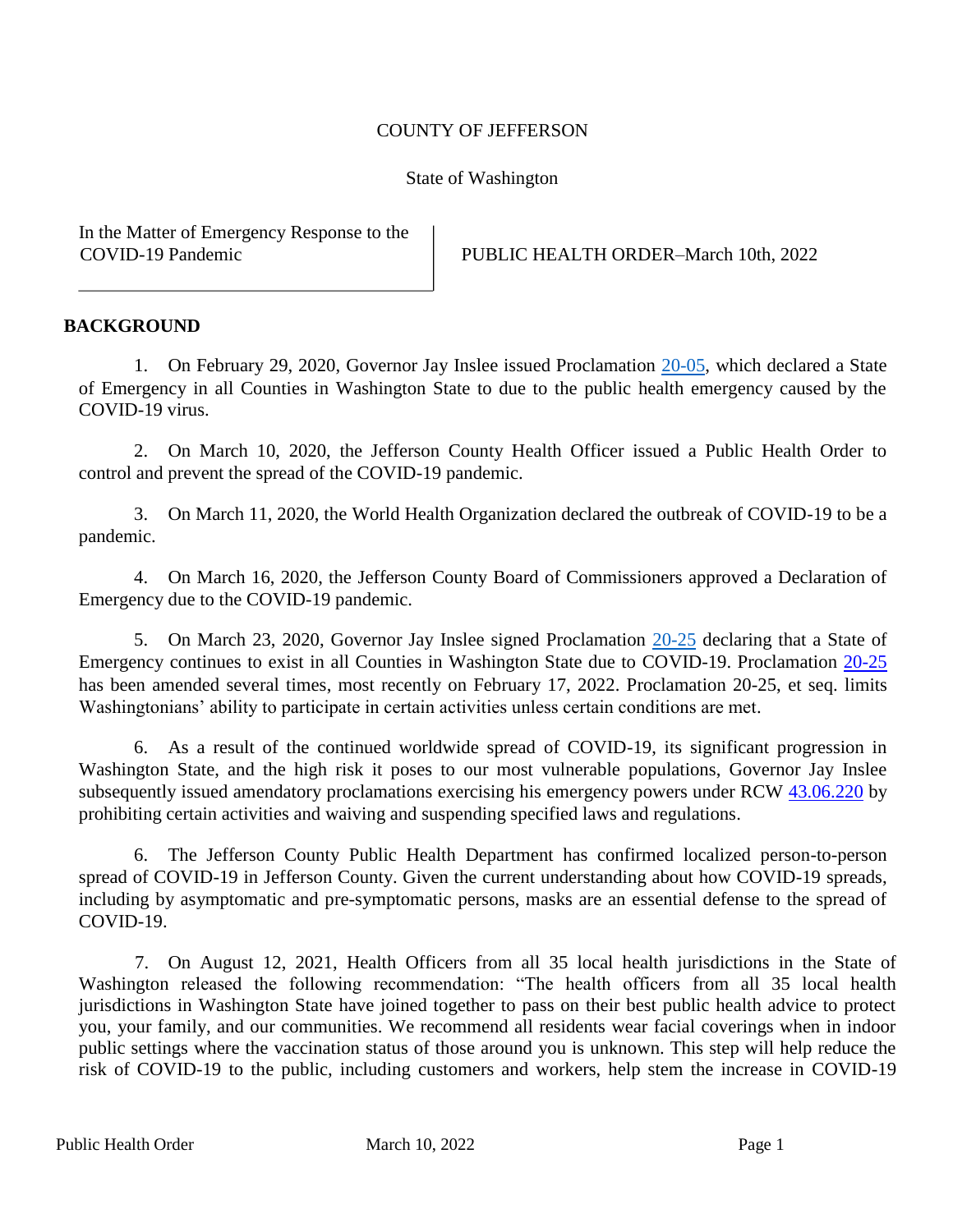COUNTY OF JEFFERSON

State of Washington

| In the Matter of Emergency Response to the COVID-19 Pandemic | PUBLIC HEALTH ORDER–March 10th, 2022 |
| --- | --- |

**BACKGROUND**

1. On February 29, 2020, Governor Jay Inslee issued Proclamation 20-05, which declared a State of Emergency in all Counties in Washington State to due to the public health emergency caused by the COVID-19 virus.

2. On March 10, 2020, the Jefferson County Health Officer issued a Public Health Order to control and prevent the spread of the COVID-19 pandemic.

3. On March 11, 2020, the World Health Organization declared the outbreak of COVID-19 to be a pandemic.

4. On March 16, 2020, the Jefferson County Board of Commissioners approved a Declaration of Emergency due to the COVID-19 pandemic.

5. On March 23, 2020, Governor Jay Inslee signed Proclamation 20-25 declaring that a State of Emergency continues to exist in all Counties in Washington State due to COVID-19. Proclamation 20-25 has been amended several times, most recently on February 17, 2022. Proclamation 20-25, et seq. limits Washingtonians' ability to participate in certain activities unless certain conditions are met.

6. As a result of the continued worldwide spread of COVID-19, its significant progression in Washington State, and the high risk it poses to our most vulnerable populations, Governor Jay Inslee subsequently issued amendatory proclamations exercising his emergency powers under RCW 43.06.220 by prohibiting certain activities and waiving and suspending specified laws and regulations.

6. The Jefferson County Public Health Department has confirmed localized person-to-person spread of COVID-19 in Jefferson County. Given the current understanding about how COVID-19 spreads, including by asymptomatic and pre-symptomatic persons, masks are an essential defense to the spread of COVID-19.

7. On August 12, 2021, Health Officers from all 35 local health jurisdictions in the State of Washington released the following recommendation: "The health officers from all 35 local health jurisdictions in Washington State have joined together to pass on their best public health advice to protect you, your family, and our communities. We recommend all residents wear facial coverings when in indoor public settings where the vaccination status of those around you is unknown. This step will help reduce the risk of COVID-19 to the public, including customers and workers, help stem the increase in COVID-19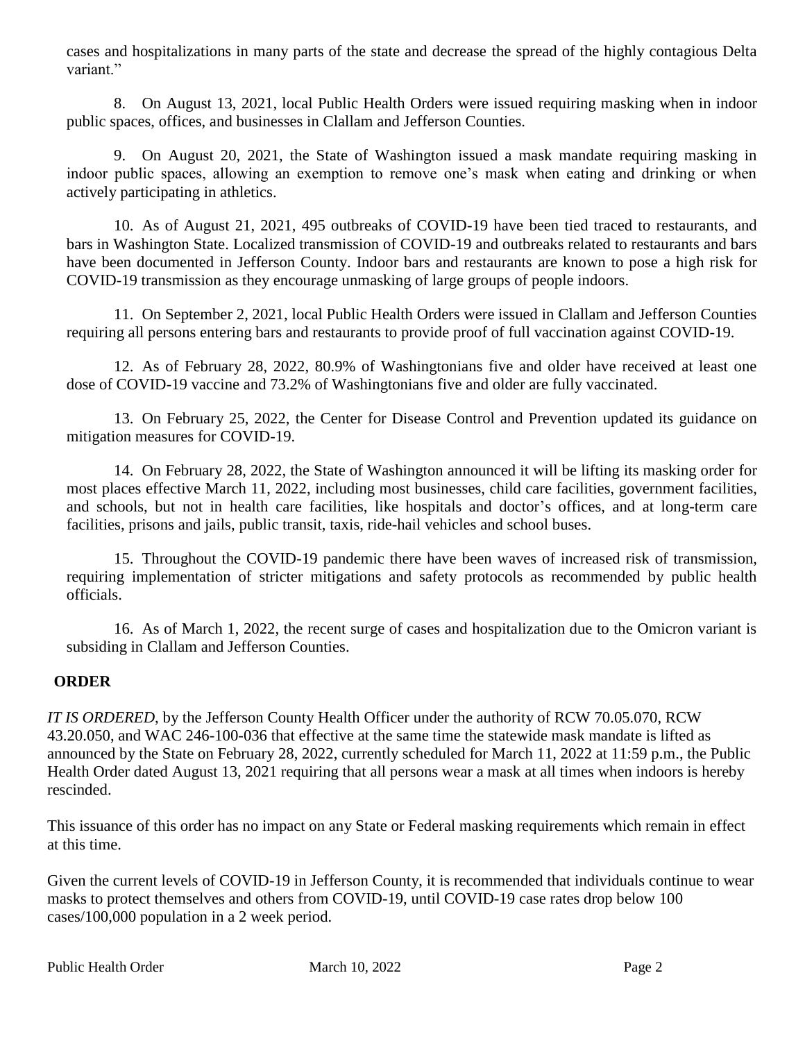cases and hospitalizations in many parts of the state and decrease the spread of the highly contagious Delta variant."

8. On August 13, 2021, local Public Health Orders were issued requiring masking when in indoor public spaces, offices, and businesses in Clallam and Jefferson Counties.

9. On August 20, 2021, the State of Washington issued a mask mandate requiring masking in indoor public spaces, allowing an exemption to remove one's mask when eating and drinking or when actively participating in athletics.

10. As of August 21, 2021, 495 outbreaks of COVID-19 have been tied traced to restaurants, and bars in Washington State. Localized transmission of COVID-19 and outbreaks related to restaurants and bars have been documented in Jefferson County. Indoor bars and restaurants are known to pose a high risk for COVID-19 transmission as they encourage unmasking of large groups of people indoors.

11. On September 2, 2021, local Public Health Orders were issued in Clallam and Jefferson Counties requiring all persons entering bars and restaurants to provide proof of full vaccination against COVID-19.

12. As of February 28, 2022, 80.9% of Washingtonians five and older have received at least one dose of COVID-19 vaccine and 73.2% of Washingtonians five and older are fully vaccinated.

13. On February 25, 2022, the Center for Disease Control and Prevention updated its guidance on mitigation measures for COVID-19.

14. On February 28, 2022, the State of Washington announced it will be lifting its masking order for most places effective March 11, 2022, including most businesses, child care facilities, government facilities, and schools, but not in health care facilities, like hospitals and doctor's offices, and at long-term care facilities, prisons and jails, public transit, taxis, ride-hail vehicles and school buses.

15. Throughout the COVID-19 pandemic there have been waves of increased risk of transmission, requiring implementation of stricter mitigations and safety protocols as recommended by public health officials.

16. As of March 1, 2022, the recent surge of cases and hospitalization due to the Omicron variant is subsiding in Clallam and Jefferson Counties.

## ORDER

*IT IS ORDERED*, by the Jefferson County Health Officer under the authority of RCW 70.05.070, RCW 43.20.050, and WAC 246-100-036 that effective at the same time the statewide mask mandate is lifted as announced by the State on February 28, 2022, currently scheduled for March 11, 2022 at 11:59 p.m., the Public Health Order dated August 13, 2021 requiring that all persons wear a mask at all times when indoors is hereby rescinded.

This issuance of this order has no impact on any State or Federal masking requirements which remain in effect at this time.

Given the current levels of COVID-19 in Jefferson County, it is recommended that individuals continue to wear masks to protect themselves and others from COVID-19, until COVID-19 case rates drop below 100 cases/100,000 population in a 2 week period.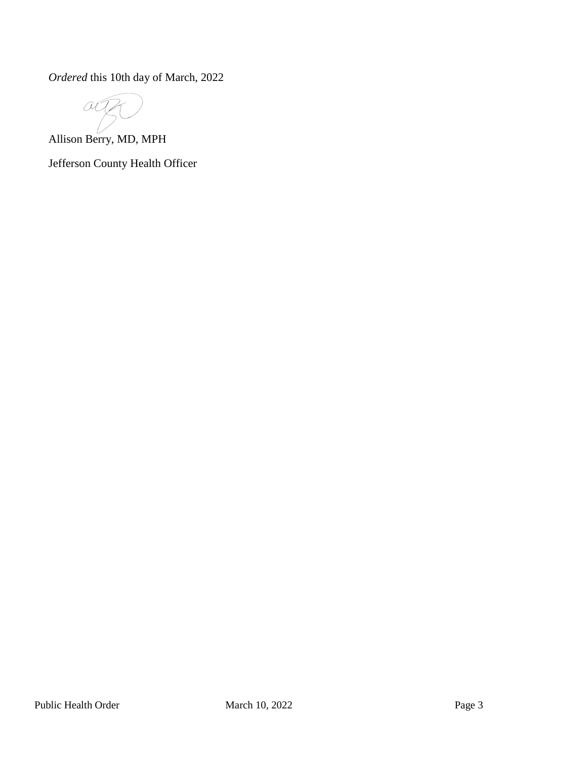*Ordered* this 10th day of March, 2022

Allison Berry, MD, MPH

Jefferson County Health Officer